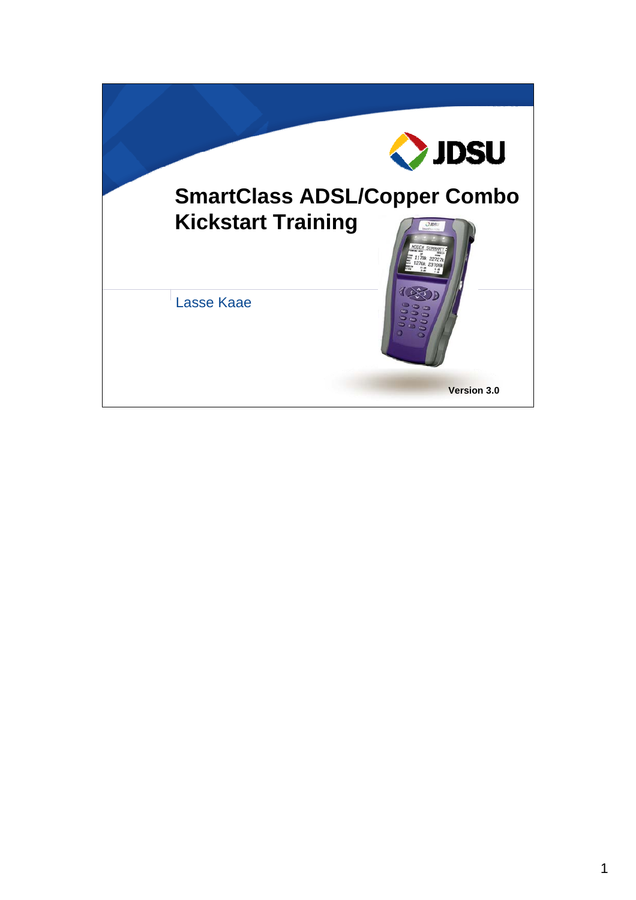# SmartClass ADSL/Copper Combo Kickstart Training

Lasse Kaae

Version 3.0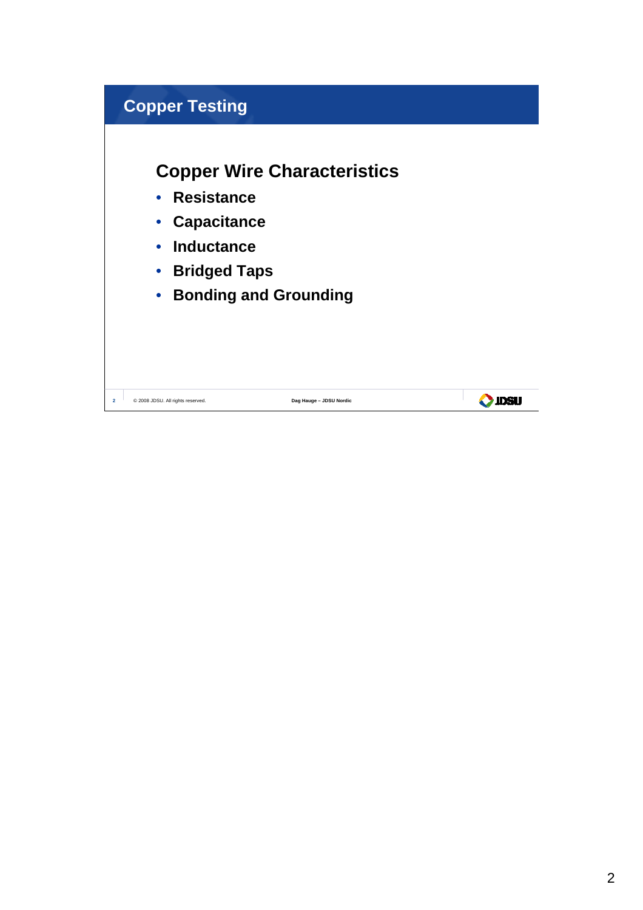# Copper Testing

## Copper Wire Characteristics

- **Resistance**
- **Capacitance**
- **Inductance**
- **Bridged Taps**
- **Bonding and Grounding**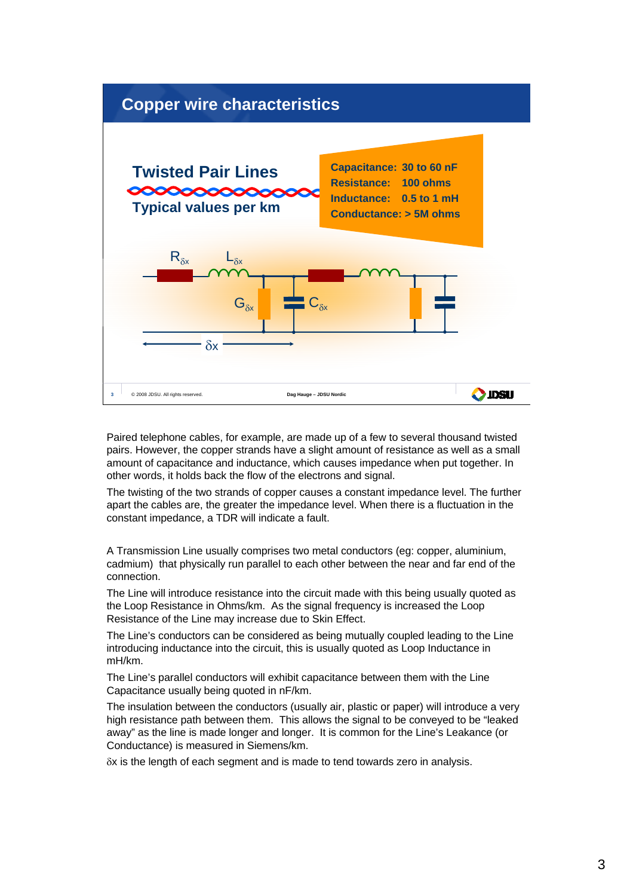## Copper wire characteristics

### Twisted Pair Lines

Typical values per km

**Capacitance: 30 to 60 nF**
**Resistance: 100 ohms**
**Inductance: 0.5 to 1 mH**
**Conductance: > 5M ohms**

$R_{\delta x}$ $L_{\delta x}$ $G_{\delta x}$ $C_{\delta x}$

$\delta x$

Paired telephone cables, for example, are made up of a few to several thousand twisted pairs. However, the copper strands have a slight amount of resistance as well as a small amount of capacitance and inductance, which causes impedance when put together. In other words, it holds back the flow of the electrons and signal.

The twisting of the two strands of copper causes a constant impedance level. The further apart the cables are, the greater the impedance level. When there is a fluctuation in the constant impedance, a TDR will indicate a fault.

A Transmission Line usually comprises two metal conductors (eg: copper, aluminium, cadmium) that physically run parallel to each other between the near and far end of the connection.

The Line will introduce resistance into the circuit made with this being usually quoted as the Loop Resistance in Ohms/km. As the signal frequency is increased the Loop Resistance of the Line may increase due to Skin Effect.

The Line's conductors can be considered as being mutually coupled leading to the Line introducing inductance into the circuit, this is usually quoted as Loop Inductance in mH/km.

The Line's parallel conductors will exhibit capacitance between them with the Line Capacitance usually being quoted in nF/km.

The insulation between the conductors (usually air, plastic or paper) will introduce a very high resistance path between them. This allows the signal to be conveyed to be "leaked away" as the line is made longer and longer. It is common for the Line's Leakance (or Conductance) is measured in Siemens/km.

$\delta x$ is the length of each segment and is made to tend towards zero in analysis.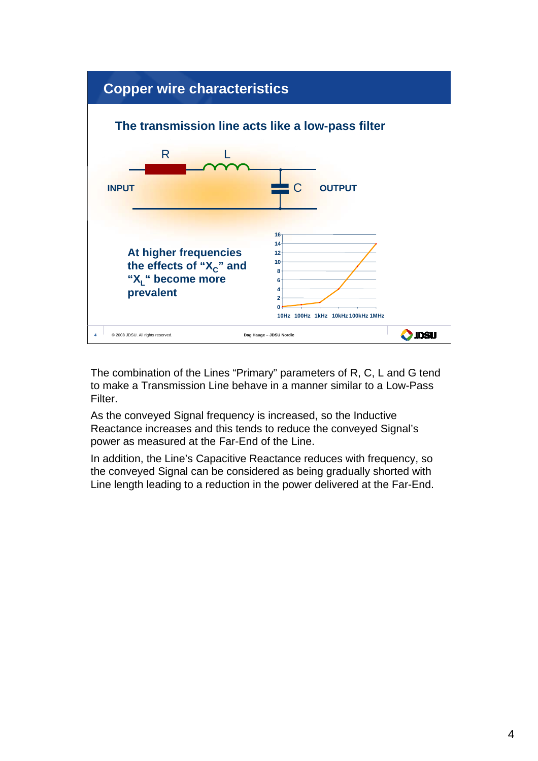## Copper wire characteristics

### The transmission line acts like a low-pass filter

INPUT — R — L — C — OUTPUT

**At higher frequencies the effects of "$X_C$" and "$X_L$" become more prevalent**

The combination of the Lines "Primary" parameters of R, C, L and G tend to make a Transmission Line behave in a manner similar to a Low-Pass Filter.

As the conveyed Signal frequency is increased, so the Inductive Reactance increases and this tends to reduce the conveyed Signal's power as measured at the Far-End of the Line.

In addition, the Line's Capacitive Reactance reduces with frequency, so the conveyed Signal can be considered as being gradually shorted with Line length leading to a reduction in the power delivered at the Far-End.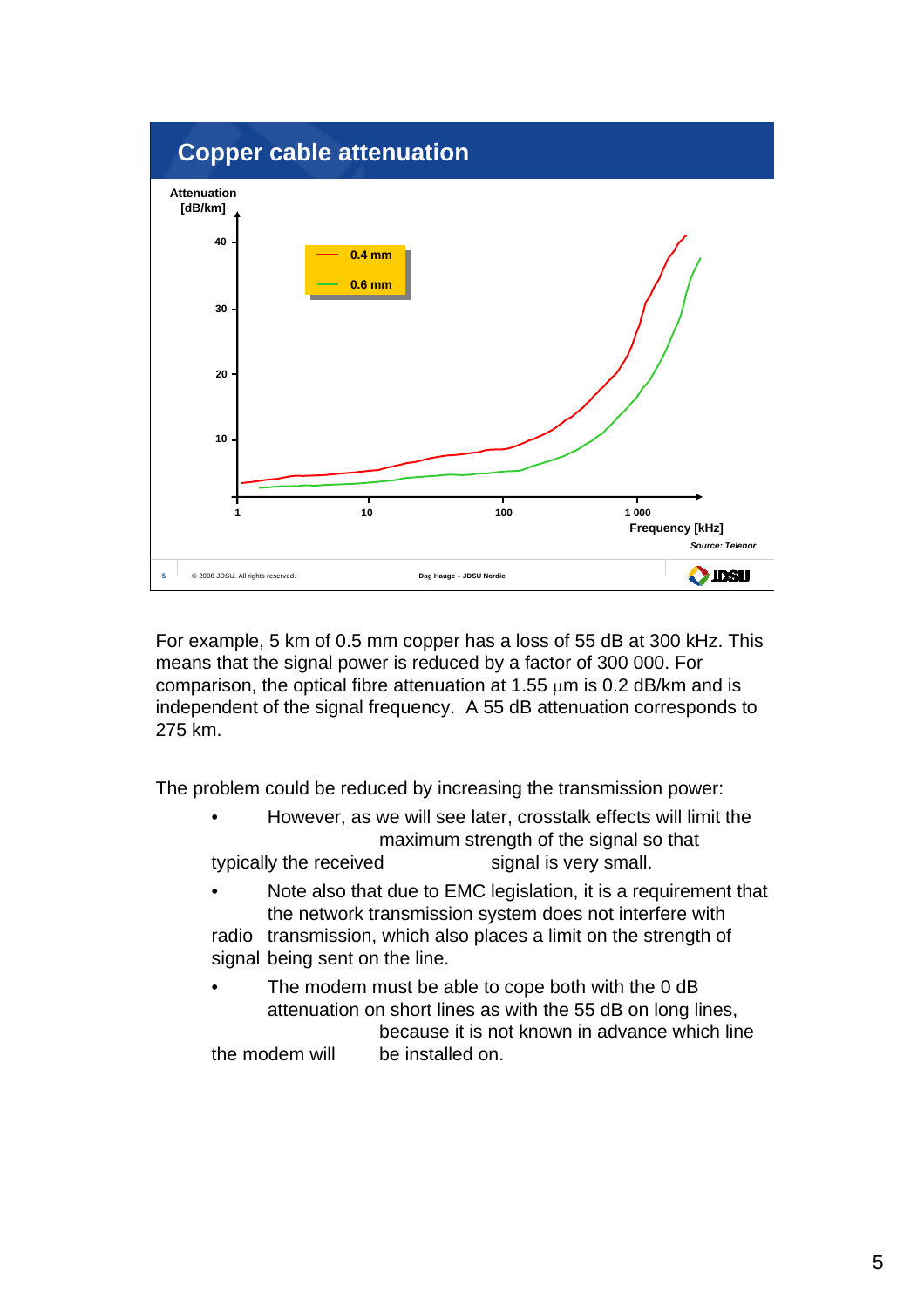## Copper cable attenuation

Attenuation [dB/km]

40
30
20
10

0.4 mm
0.6 mm

1 10 100 1 000

Frequency [kHz]

*Source: Telenor*

For example, 5 km of 0.5 mm copper has a loss of 55 dB at 300 kHz. This means that the signal power is reduced by a factor of 300 000. For comparison, the optical fibre attenuation at 1.55 µm is 0.2 dB/km and is independent of the signal frequency. A 55 dB attenuation corresponds to 275 km.

The problem could be reduced by increasing the transmission power:

- However, as we will see later, crosstalk effects will limit the maximum strength of the signal so that typically the received signal is very small.
- Note also that due to EMC legislation, it is a requirement that the network transmission system does not interfere with radio transmission, which also places a limit on the strength of signal being sent on the line.
- The modem must be able to cope both with the 0 dB attenuation on short lines as with the 55 dB on long lines, because it is not known in advance which line the modem will be installed on.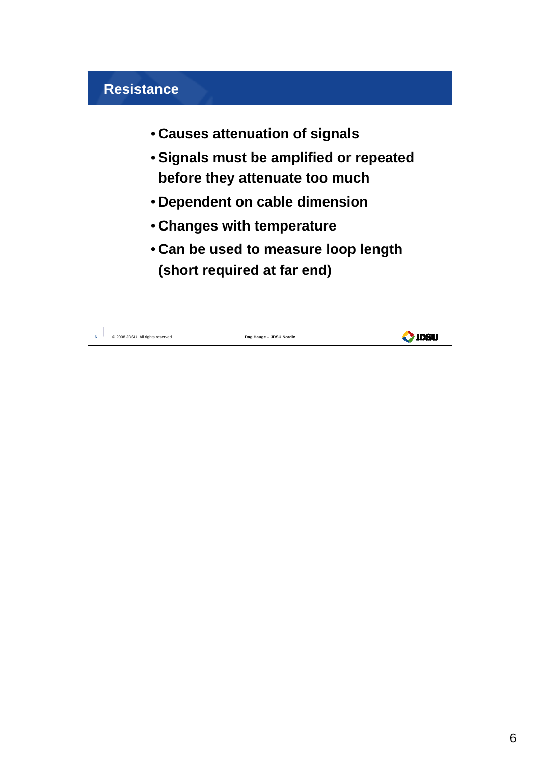## Resistance

- Causes attenuation of signals
- Signals must be amplified or repeated before they attenuate too much
- Dependent on cable dimension
- Changes with temperature
- Can be used to measure loop length (short required at far end)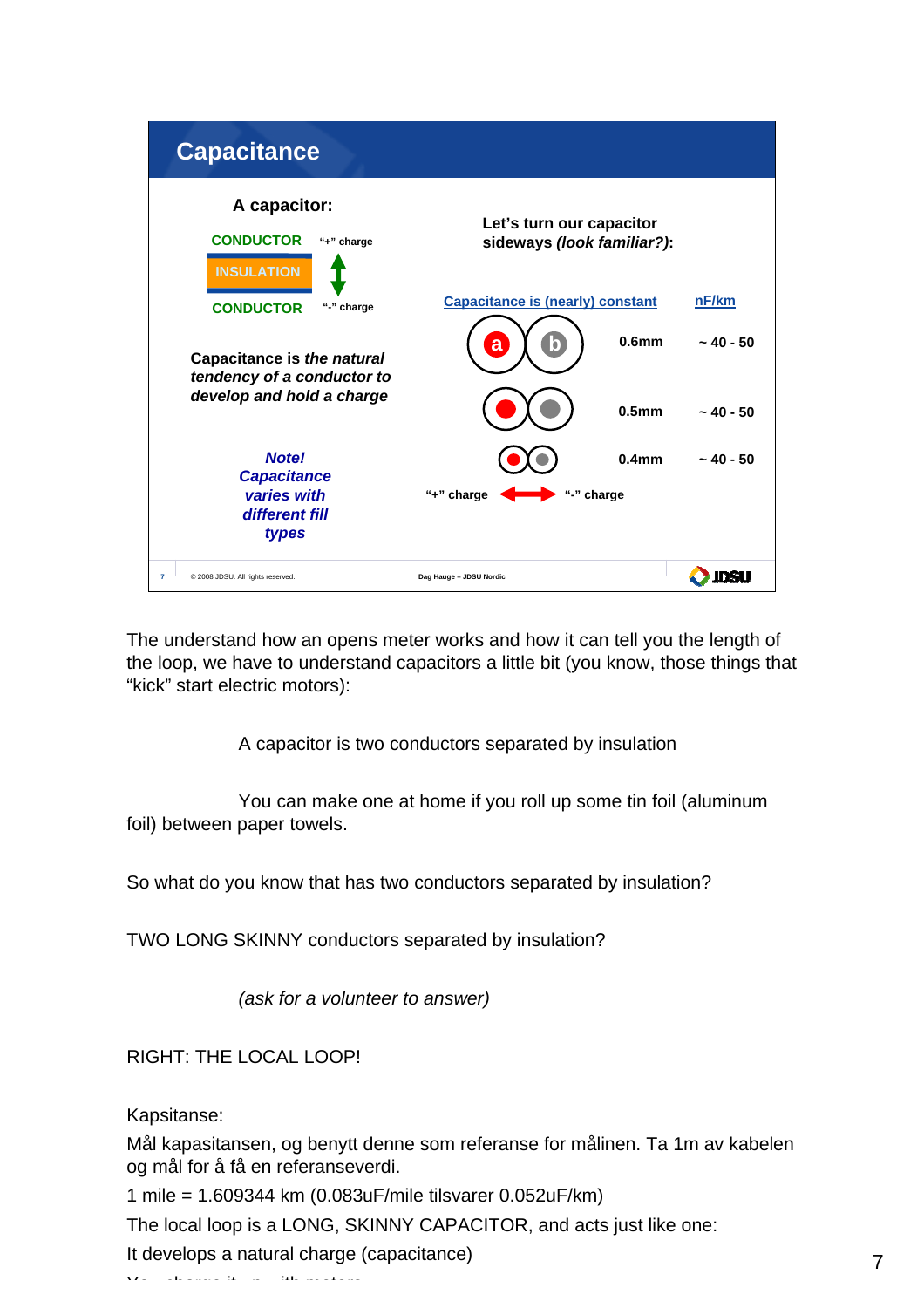## Capacitance

**A capacitor:**

**CONDUCTOR** "+" charge

**INSULATION**

**CONDUCTOR** "-" charge

**Capacitance is *the natural tendency of a conductor to develop and hold a charge***

***Note! Capacitance varies with different fill types***

**Let's turn our capacitor sideways *(look familiar?)*:**

| Capacitance is (nearly) constant | | nF/km |
|---|---|---|
| a b | 0.6mm | ~ 40 - 50 |
| | 0.5mm | ~ 40 - 50 |
| | 0.4mm | ~ 40 - 50 |

"+" charge ↔ "-" charge

© 2008 JDSU. All rights reserved. Dag Hauge – JDSU Nordic

The understand how an opens meter works and how it can tell you the length of the loop, we have to understand capacitors a little bit (you know, those things that "kick" start electric motors):

A capacitor is two conductors separated by insulation

You can make one at home if you roll up some tin foil (aluminum foil) between paper towels.

So what do you know that has two conductors separated by insulation?

TWO LONG SKINNY conductors separated by insulation?

*(ask for a volunteer to answer)*

RIGHT: THE LOCAL LOOP!

Kapsitanse:

Mål kapasitansen, og benytt denne som referanse for målinen. Ta 1m av kabelen og mål for å få en referanseverdi.

1 mile = 1.609344 km (0.083uF/mile tilsvarer 0.052uF/km)

The local loop is a LONG, SKINNY CAPACITOR, and acts just like one:

It develops a natural charge (capacitance)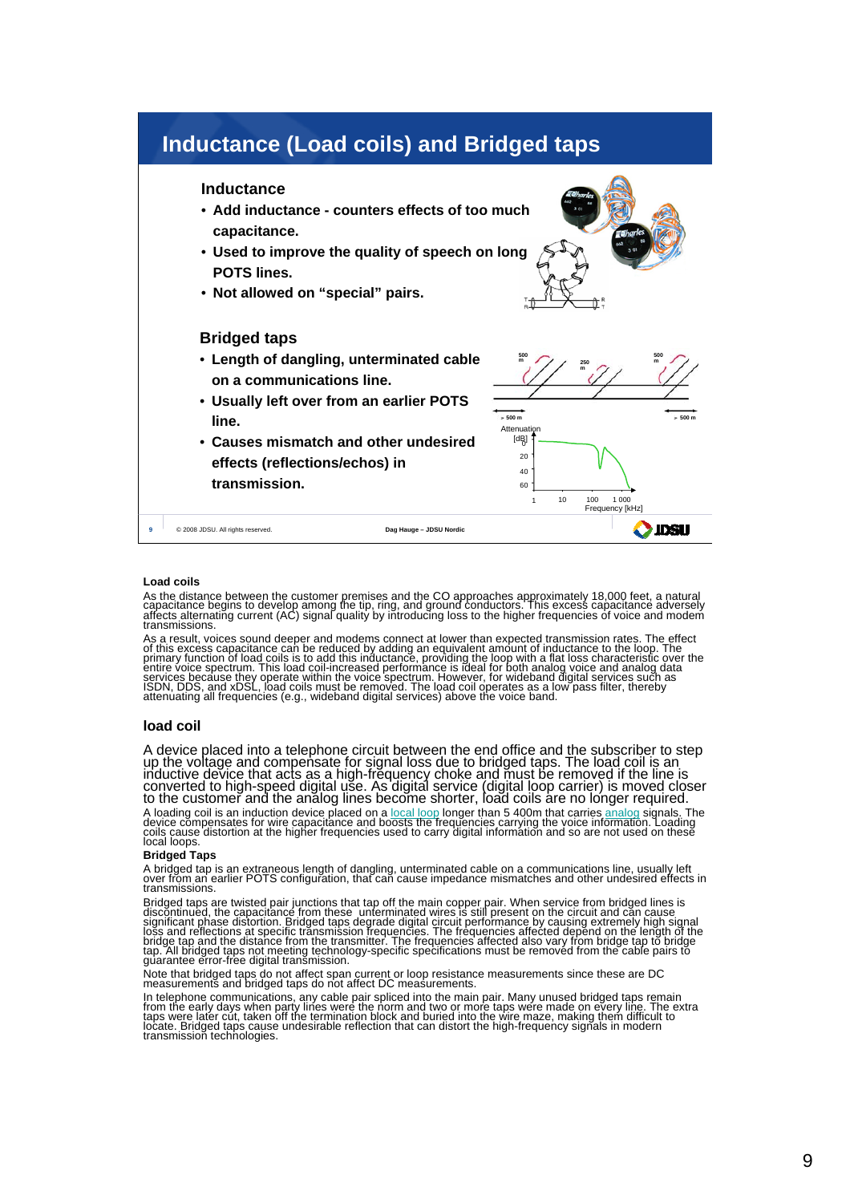## Inductance (Load coils) and Bridged taps

**Inductance**

- **Add inductance - counters effects of too much capacitance.**
- **Used to improve the quality of speech on long POTS lines.**
- **Not allowed on "special" pairs.**

**Bridged taps**

- **Length of dangling, unterminated cable on a communications line.**
- **Usually left over from an earlier POTS line.**
- **Causes mismatch and other undesired effects (reflections/echos) in transmission.**

500 m 250 m 500 m

> 500 m > 500 m

Attenuation [dB] 0 20 40 60

1 10 100 1 000 Frequency [kHz]

© 2008 JDSU. All rights reserved. Dag Hauge – JDSU Nordic

**Load coils**

As the distance between the customer premises and the CO approaches approximately 18,000 feet, a natural capacitance begins to develop among the tip, ring, and ground conductors. This excess capacitance adversely affects alternating current (AC) signal quality by introducing loss to the higher frequencies of voice and modem transmissions.

As a result, voices sound deeper and modems connect at lower than expected transmission rates. The effect of this excess capacitance can be reduced by adding an equivalent amount of inductance to the loop. The primary function of load coils is to add this inductance, providing the loop with a flat loss characteristic over the entire voice spectrum. This load coil-increased performance is ideal for both analog voice and analog data services because they operate within the voice spectrum. However, for wideband digital services such as ISDN, DDS, and xDSL, load coils must be removed. The load coil operates as a low pass filter, thereby attenuating all frequencies (e.g., wideband digital services) above the voice band.

### load coil

A device placed into a telephone circuit between the end office and the subscriber to step up the voltage and compensate for signal loss due to bridged taps. The load coil is an inductive device that acts as a high-frequency choke and must be removed if the line is converted to high-speed digital use. As digital service (digital loop carrier) is moved closer to the customer and the analog lines become shorter, load coils are no longer required.

A loading coil is an induction device placed on a local loop longer than 5 400m that carries analog signals. The device compensates for wire capacitance and boosts the frequencies carrying the voice information. Loading coils cause distortion at the higher frequencies used to carry digital information and so are not used on these local loops.

**Bridged Taps**

A bridged tap is an extraneous length of dangling, unterminated cable on a communications line, usually left over from an earlier POTS configuration, that can cause impedance mismatches and other undesired effects in transmissions.

Bridged taps are twisted pair junctions that tap off the main copper pair. When service from bridged lines is discontinued, the capacitance from these unterminated wires is still present on the circuit and can cause significant phase distortion. Bridged taps degrade digital circuit performance by causing extremely high signal loss and reflections at specific transmission frequencies. The frequencies affected depend on the length of the bridge tap and the distance from the transmitter. The frequencies affected also vary from bridge tap to bridge tap. All bridged taps not meeting technology-specific specifications must be removed from the cable pairs to guarantee error-free digital transmission.

Note that bridged taps do not affect span current or loop resistance measurements since these are DC measurements and bridged taps do not affect DC measurements.

In telephone communications, any cable pair spliced into the main pair. Many unused bridged taps remain from the early days when party lines were the norm and two or more taps were made on every line. The extra taps were later cut, taken off the termination block and buried into the wire maze, making them difficult to locate. Bridged taps cause undesirable reflection that can distort the high-frequency signals in modern transmission technologies.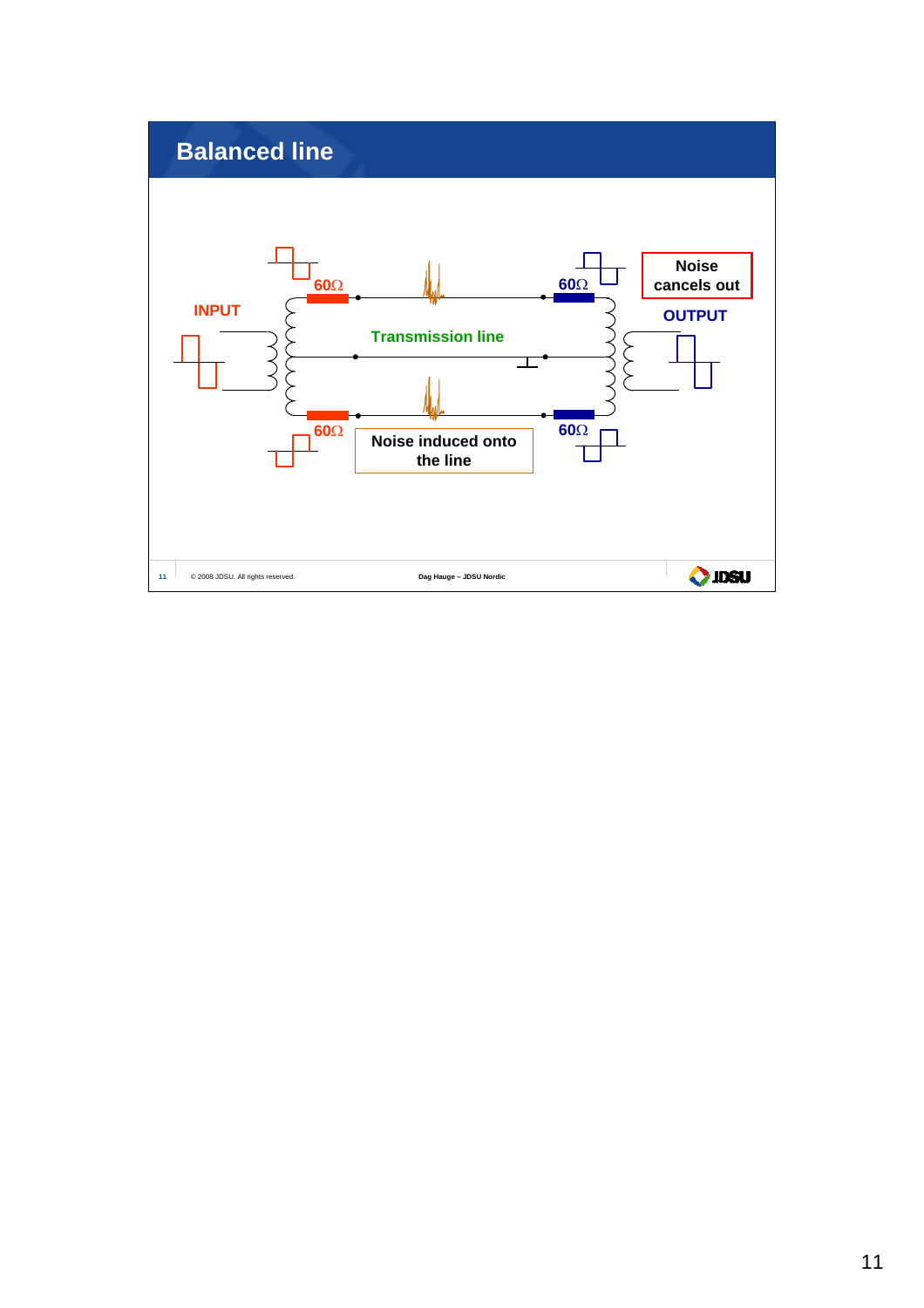# Balanced line

INPUT

60Ω

60Ω

Transmission line

60Ω

60Ω

Noise cancels out

OUTPUT

Noise induced onto the line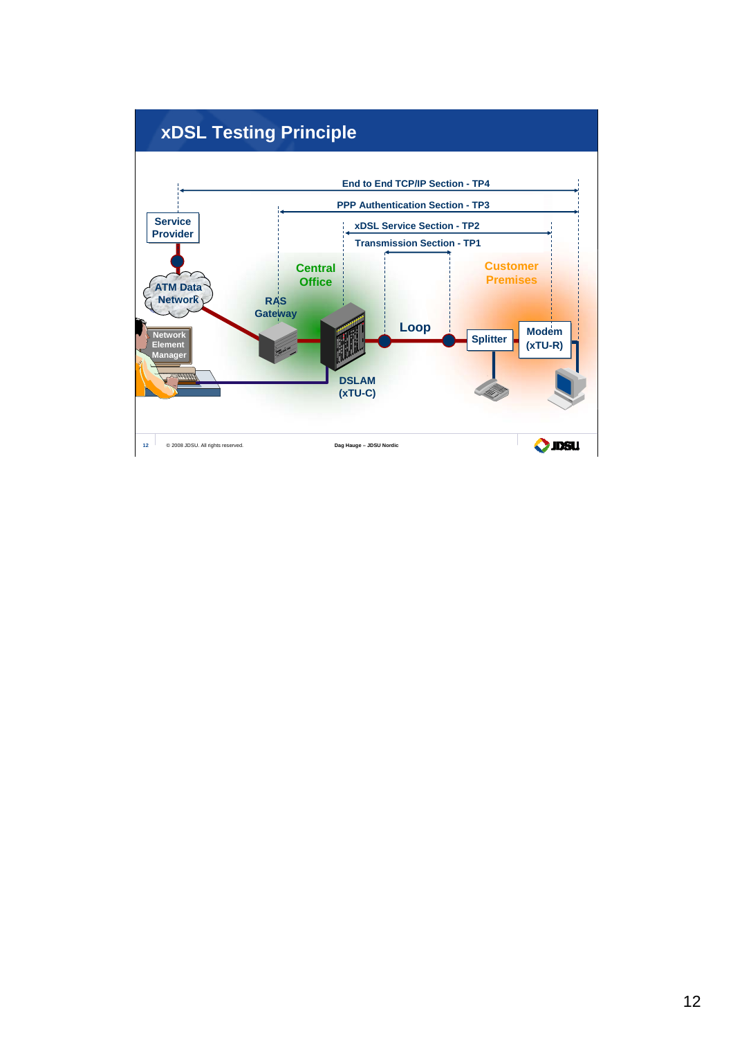# xDSL Testing Principle

End to End TCP/IP Section - TP4

PPP Authentication Section - TP3

xDSL Service Section - TP2

Transmission Section - TP1

Service Provider

ATM Data Network

Network Element Manager

RAS Gateway

Central Office

DSLAM (xTU-C)

Loop

Customer Premises

Splitter

Modem (xTU-R)

© 2008 JDSU. All rights reserved.

Dag Hauge – JDSU Nordic